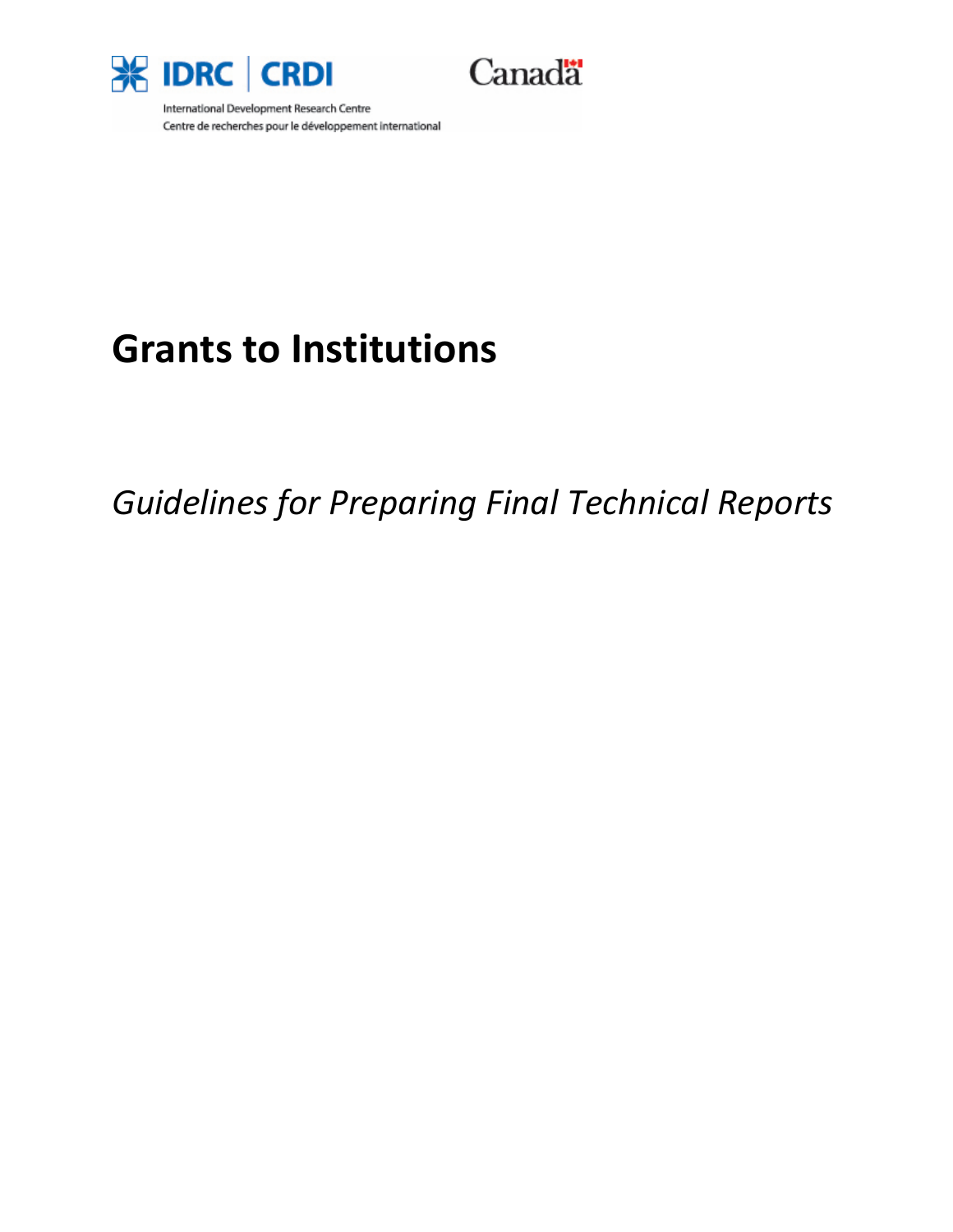IDRC | CRDI

International Development Research Centre
Centre de recherches pour le développement international

Canada

# Grants to Institutions

## *Guidelines for Preparing Final Technical Reports*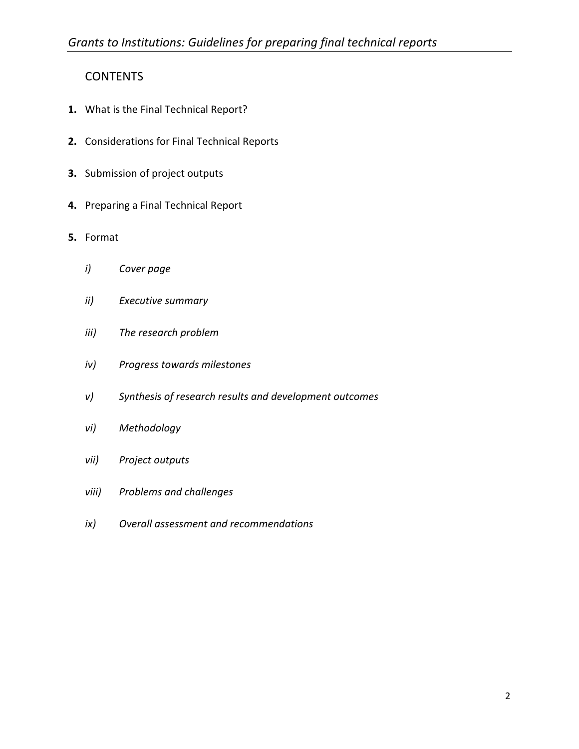## CONTENTS

**1.** What is the Final Technical Report?

**2.** Considerations for Final Technical Reports

**3.** Submission of project outputs

**4.** Preparing a Final Technical Report

**5.** Format

- *i) Cover page*
- *ii) Executive summary*
- *iii) The research problem*
- *iv) Progress towards milestones*
- *v) Synthesis of research results and development outcomes*
- *vi) Methodology*
- *vii) Project outputs*
- *viii) Problems and challenges*
- *ix) Overall assessment and recommendations*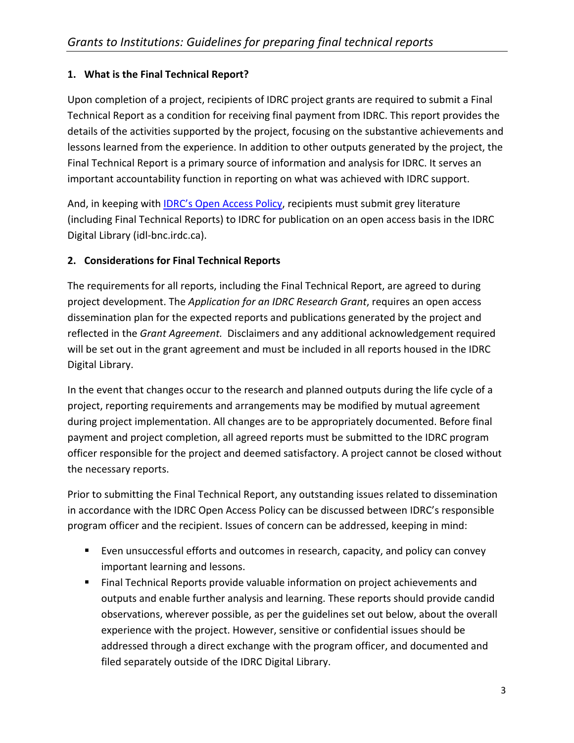## 1. What is the Final Technical Report?

Upon completion of a project, recipients of IDRC project grants are required to submit a Final Technical Report as a condition for receiving final payment from IDRC. This report provides the details of the activities supported by the project, focusing on the substantive achievements and lessons learned from the experience. In addition to other outputs generated by the project, the Final Technical Report is a primary source of information and analysis for IDRC. It serves an important accountability function in reporting on what was achieved with IDRC support.

And, in keeping with IDRC's Open Access Policy, recipients must submit grey literature (including Final Technical Reports) to IDRC for publication on an open access basis in the IDRC Digital Library (idl-bnc.irdc.ca).

## 2. Considerations for Final Technical Reports

The requirements for all reports, including the Final Technical Report, are agreed to during project development. The *Application for an IDRC Research Grant*, requires an open access dissemination plan for the expected reports and publications generated by the project and reflected in the *Grant Agreement.* Disclaimers and any additional acknowledgement required will be set out in the grant agreement and must be included in all reports housed in the IDRC Digital Library.

In the event that changes occur to the research and planned outputs during the life cycle of a project, reporting requirements and arrangements may be modified by mutual agreement during project implementation. All changes are to be appropriately documented. Before final payment and project completion, all agreed reports must be submitted to the IDRC program officer responsible for the project and deemed satisfactory. A project cannot be closed without the necessary reports.

Prior to submitting the Final Technical Report, any outstanding issues related to dissemination in accordance with the IDRC Open Access Policy can be discussed between IDRC's responsible program officer and the recipient. Issues of concern can be addressed, keeping in mind:

- Even unsuccessful efforts and outcomes in research, capacity, and policy can convey important learning and lessons.
- Final Technical Reports provide valuable information on project achievements and outputs and enable further analysis and learning. These reports should provide candid observations, wherever possible, as per the guidelines set out below, about the overall experience with the project. However, sensitive or confidential issues should be addressed through a direct exchange with the program officer, and documented and filed separately outside of the IDRC Digital Library.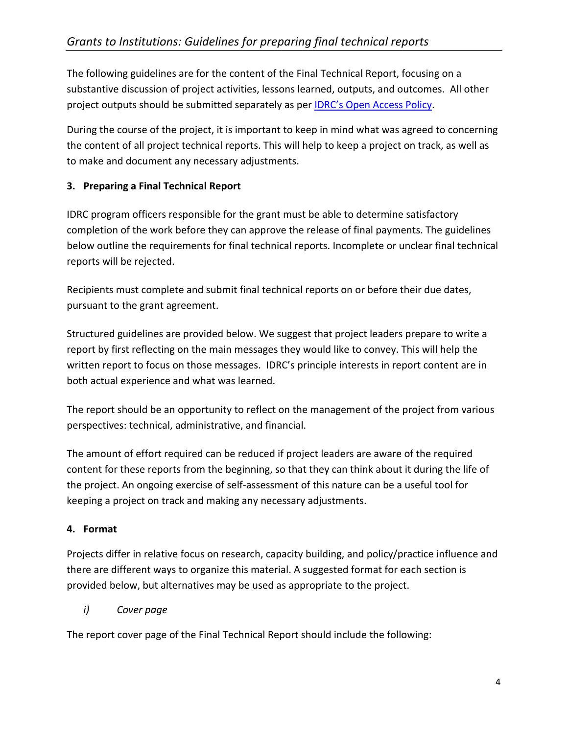The following guidelines are for the content of the Final Technical Report, focusing on a substantive discussion of project activities, lessons learned, outputs, and outcomes. All other project outputs should be submitted separately as per IDRC's Open Access Policy.

During the course of the project, it is important to keep in mind what was agreed to concerning the content of all project technical reports. This will help to keep a project on track, as well as to make and document any necessary adjustments.

### 3. Preparing a Final Technical Report

IDRC program officers responsible for the grant must be able to determine satisfactory completion of the work before they can approve the release of final payments. The guidelines below outline the requirements for final technical reports. Incomplete or unclear final technical reports will be rejected.

Recipients must complete and submit final technical reports on or before their due dates, pursuant to the grant agreement.

Structured guidelines are provided below. We suggest that project leaders prepare to write a report by first reflecting on the main messages they would like to convey. This will help the written report to focus on those messages. IDRC's principle interests in report content are in both actual experience and what was learned.

The report should be an opportunity to reflect on the management of the project from various perspectives: technical, administrative, and financial.

The amount of effort required can be reduced if project leaders are aware of the required content for these reports from the beginning, so that they can think about it during the life of the project. An ongoing exercise of self-assessment of this nature can be a useful tool for keeping a project on track and making any necessary adjustments.

### 4. Format

Projects differ in relative focus on research, capacity building, and policy/practice influence and there are different ways to organize this material. A suggested format for each section is provided below, but alternatives may be used as appropriate to the project.

*i) Cover page*

The report cover page of the Final Technical Report should include the following: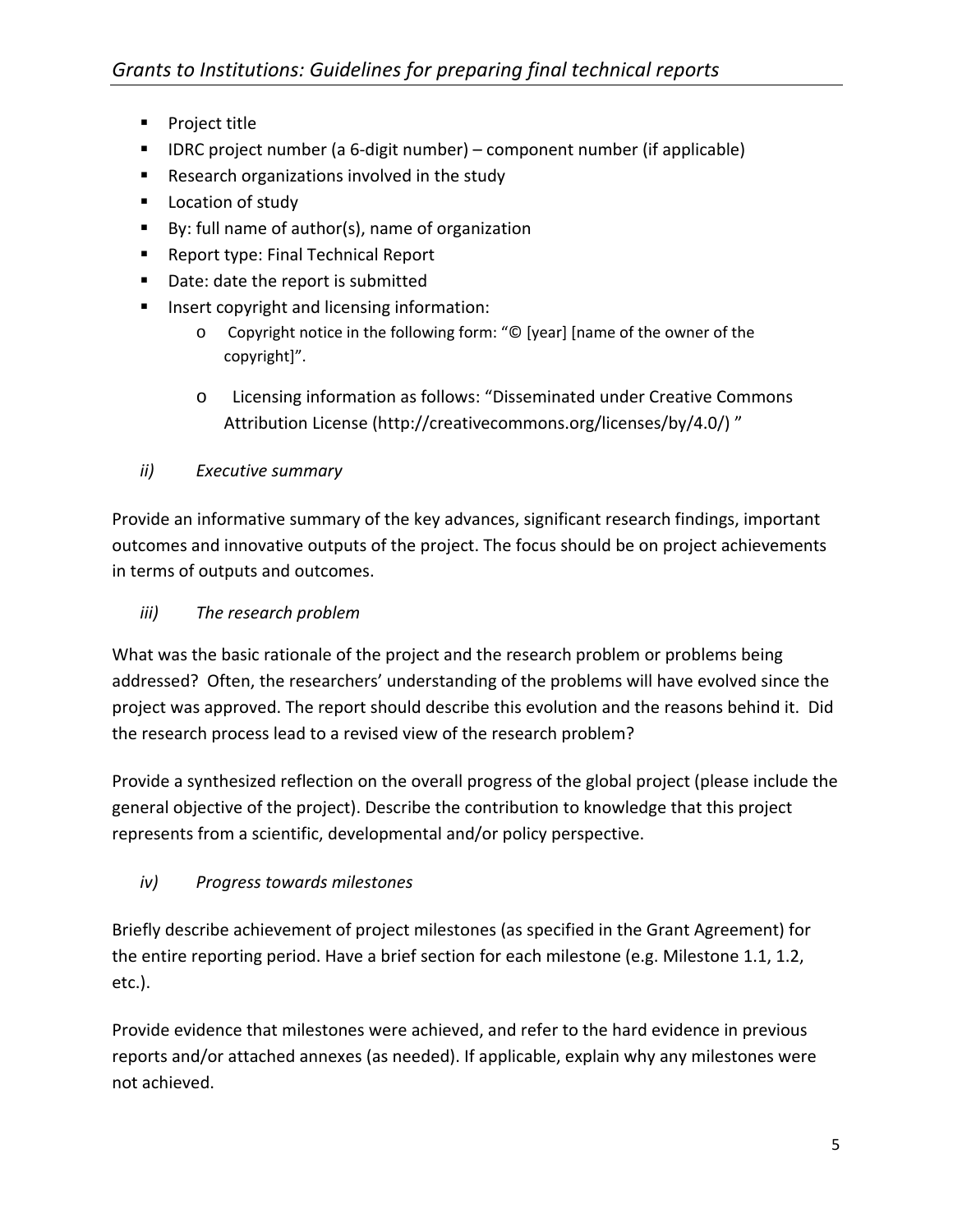- Project title
- IDRC project number (a 6-digit number) – component number (if applicable)
- Research organizations involved in the study
- Location of study
- By: full name of author(s), name of organization
- Report type: Final Technical Report
- Date: date the report is submitted
- Insert copyright and licensing information:
    - Copyright notice in the following form: "© [year] [name of the owner of the copyright]".
    - Licensing information as follows: "Disseminated under Creative Commons Attribution License (http://creativecommons.org/licenses/by/4.0/) "

### *ii) Executive summary*

Provide an informative summary of the key advances, significant research findings, important outcomes and innovative outputs of the project. The focus should be on project achievements in terms of outputs and outcomes.

### *iii) The research problem*

What was the basic rationale of the project and the research problem or problems being addressed? Often, the researchers' understanding of the problems will have evolved since the project was approved. The report should describe this evolution and the reasons behind it. Did the research process lead to a revised view of the research problem?

Provide a synthesized reflection on the overall progress of the global project (please include the general objective of the project). Describe the contribution to knowledge that this project represents from a scientific, developmental and/or policy perspective.

### *iv) Progress towards milestones*

Briefly describe achievement of project milestones (as specified in the Grant Agreement) for the entire reporting period. Have a brief section for each milestone (e.g. Milestone 1.1, 1.2, etc.).

Provide evidence that milestones were achieved, and refer to the hard evidence in previous reports and/or attached annexes (as needed). If applicable, explain why any milestones were not achieved.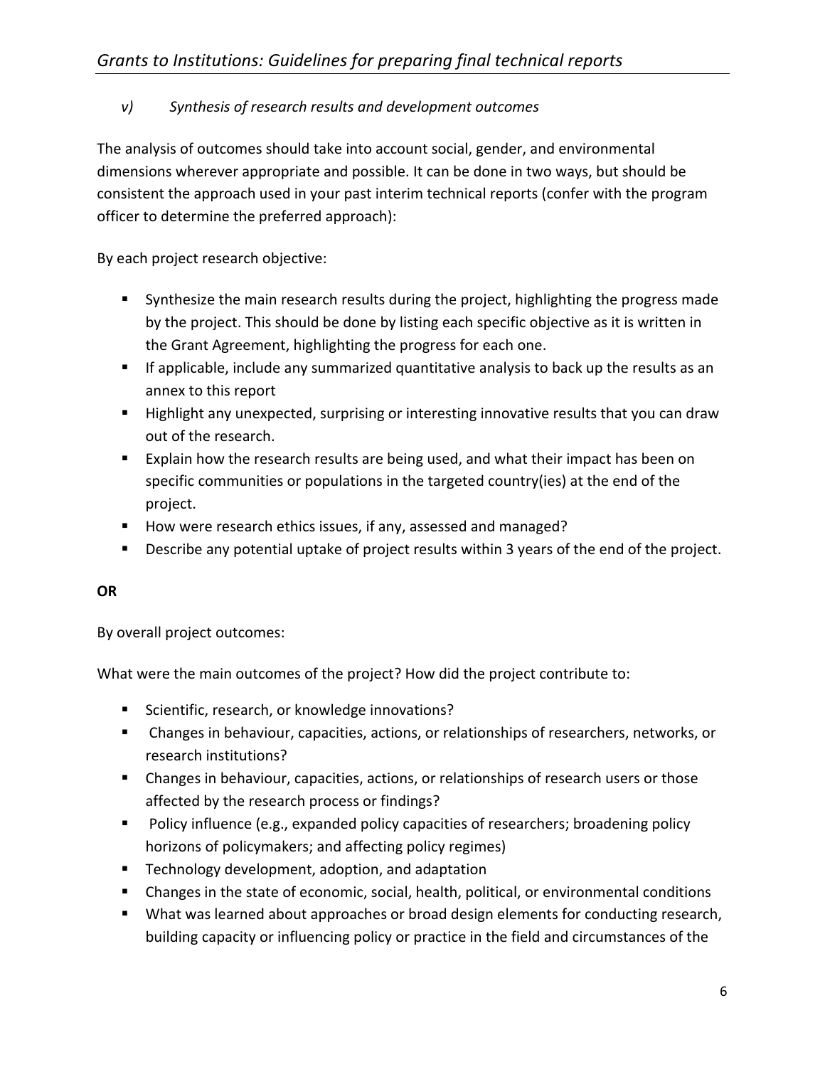### *v) Synthesis of research results and development outcomes*

The analysis of outcomes should take into account social, gender, and environmental dimensions wherever appropriate and possible. It can be done in two ways, but should be consistent the approach used in your past interim technical reports (confer with the program officer to determine the preferred approach):

By each project research objective:

- Synthesize the main research results during the project, highlighting the progress made by the project. This should be done by listing each specific objective as it is written in the Grant Agreement, highlighting the progress for each one.
- If applicable, include any summarized quantitative analysis to back up the results as an annex to this report
- Highlight any unexpected, surprising or interesting innovative results that you can draw out of the research.
- Explain how the research results are being used, and what their impact has been on specific communities or populations in the targeted country(ies) at the end of the project.
- How were research ethics issues, if any, assessed and managed?
- Describe any potential uptake of project results within 3 years of the end of the project.

**OR**

By overall project outcomes:

What were the main outcomes of the project? How did the project contribute to:

- Scientific, research, or knowledge innovations?
- Changes in behaviour, capacities, actions, or relationships of researchers, networks, or research institutions?
- Changes in behaviour, capacities, actions, or relationships of research users or those affected by the research process or findings?
- Policy influence (e.g., expanded policy capacities of researchers; broadening policy horizons of policymakers; and affecting policy regimes)
- Technology development, adoption, and adaptation
- Changes in the state of economic, social, health, political, or environmental conditions
- What was learned about approaches or broad design elements for conducting research, building capacity or influencing policy or practice in the field and circumstances of the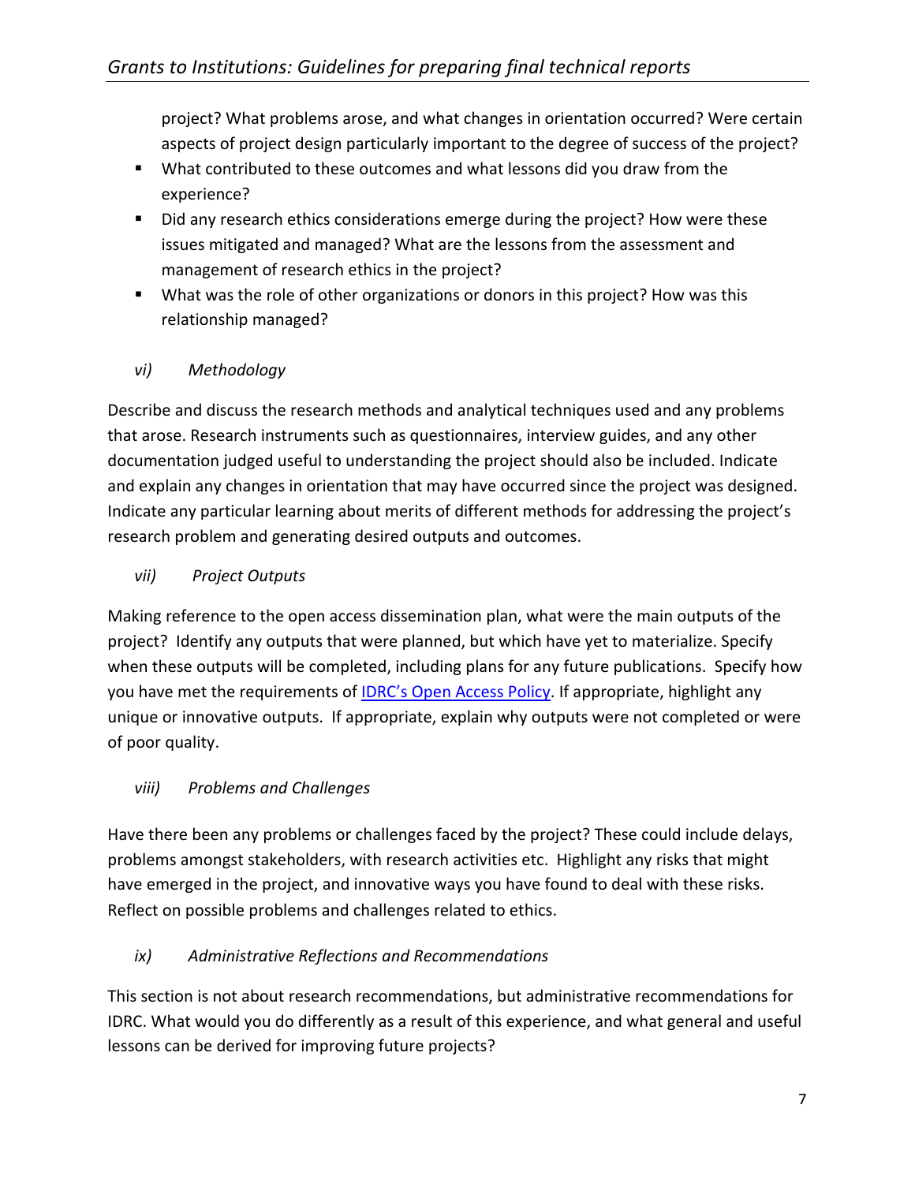project? What problems arose, and what changes in orientation occurred? Were certain aspects of project design particularly important to the degree of success of the project?

- What contributed to these outcomes and what lessons did you draw from the experience?
- Did any research ethics considerations emerge during the project? How were these issues mitigated and managed? What are the lessons from the assessment and management of research ethics in the project?
- What was the role of other organizations or donors in this project? How was this relationship managed?

### *vi) Methodology*

Describe and discuss the research methods and analytical techniques used and any problems that arose. Research instruments such as questionnaires, interview guides, and any other documentation judged useful to understanding the project should also be included. Indicate and explain any changes in orientation that may have occurred since the project was designed. Indicate any particular learning about merits of different methods for addressing the project's research problem and generating desired outputs and outcomes.

### *vii) Project Outputs*

Making reference to the open access dissemination plan, what were the main outputs of the project? Identify any outputs that were planned, but which have yet to materialize. Specify when these outputs will be completed, including plans for any future publications. Specify how you have met the requirements of IDRC's Open Access Policy. If appropriate, highlight any unique or innovative outputs. If appropriate, explain why outputs were not completed or were of poor quality.

### *viii) Problems and Challenges*

Have there been any problems or challenges faced by the project? These could include delays, problems amongst stakeholders, with research activities etc. Highlight any risks that might have emerged in the project, and innovative ways you have found to deal with these risks. Reflect on possible problems and challenges related to ethics.

### *ix) Administrative Reflections and Recommendations*

This section is not about research recommendations, but administrative recommendations for IDRC. What would you do differently as a result of this experience, and what general and useful lessons can be derived for improving future projects?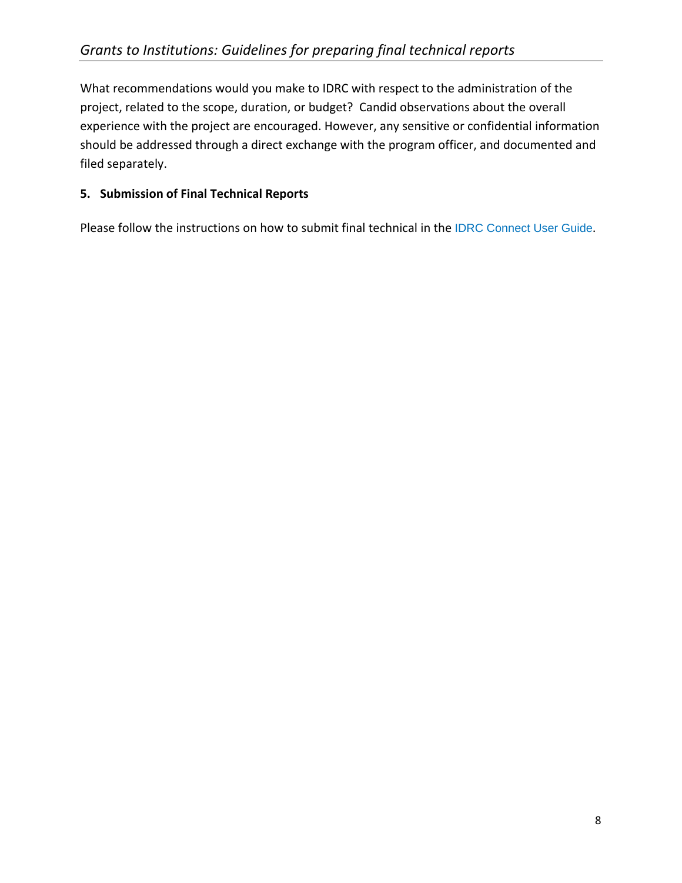What recommendations would you make to IDRC with respect to the administration of the project, related to the scope, duration, or budget? Candid observations about the overall experience with the project are encouraged. However, any sensitive or confidential information should be addressed through a direct exchange with the program officer, and documented and filed separately.

## 5. Submission of Final Technical Reports

Please follow the instructions on how to submit final technical in the IDRC Connect User Guide.